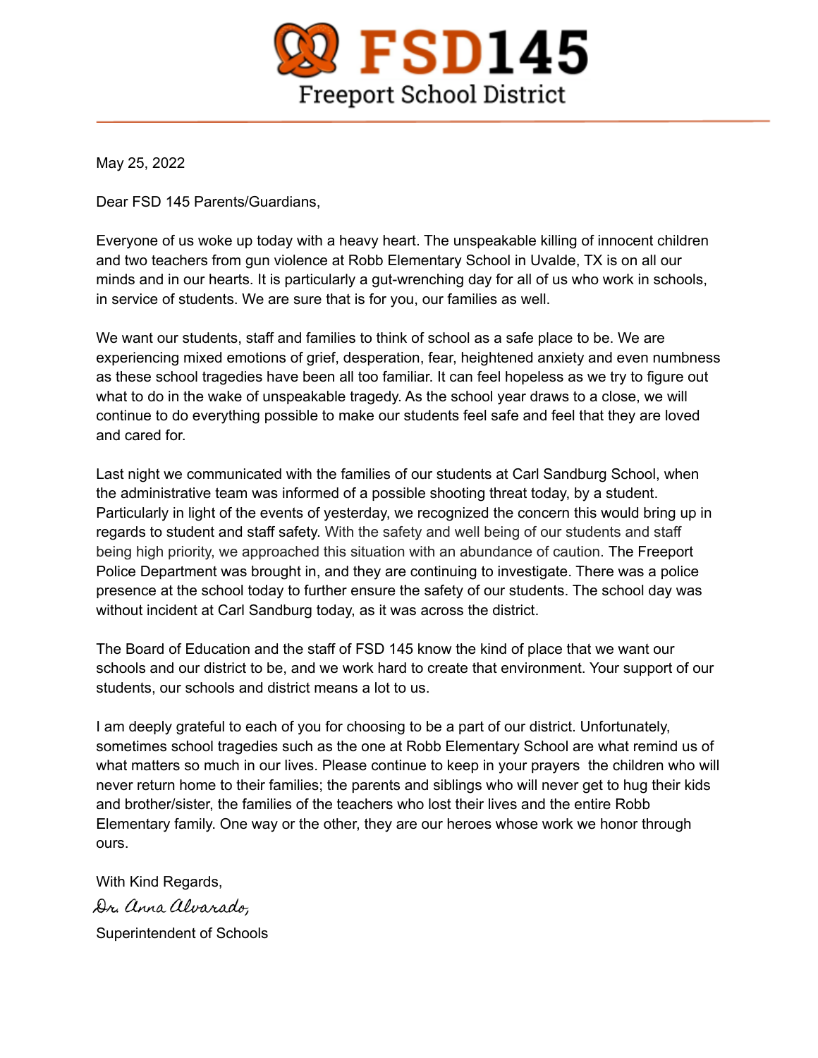# FSD145

Freeport School District

May 25, 2022

Dear FSD 145 Parents/Guardians,

Everyone of us woke up today with a heavy heart. The unspeakable killing of innocent children and two teachers from gun violence at Robb Elementary School in Uvalde, TX is on all our minds and in our hearts. It is particularly a gut-wrenching day for all of us who work in schools, in service of students. We are sure that is for you, our families as well.

We want our students, staff and families to think of school as a safe place to be. We are experiencing mixed emotions of grief, desperation, fear, heightened anxiety and even numbness as these school tragedies have been all too familiar. It can feel hopeless as we try to figure out what to do in the wake of unspeakable tragedy. As the school year draws to a close, we will continue to do everything possible to make our students feel safe and feel that they are loved and cared for.

Last night we communicated with the families of our students at Carl Sandburg School, when the administrative team was informed of a possible shooting threat today, by a student. Particularly in light of the events of yesterday, we recognized the concern this would bring up in regards to student and staff safety. With the safety and well being of our students and staff being high priority, we approached this situation with an abundance of caution. The Freeport Police Department was brought in, and they are continuing to investigate. There was a police presence at the school today to further ensure the safety of our students. The school day was without incident at Carl Sandburg today, as it was across the district.

The Board of Education and the staff of FSD 145 know the kind of place that we want our schools and our district to be, and we work hard to create that environment. Your support of our students, our schools and district means a lot to us.

I am deeply grateful to each of you for choosing to be a part of our district. Unfortunately, sometimes school tragedies such as the one at Robb Elementary School are what remind us of what matters so much in our lives. Please continue to keep in your prayers the children who will never return home to their families; the parents and siblings who will never get to hug their kids and brother/sister, the families of the teachers who lost their lives and the entire Robb Elementary family. One way or the other, they are our heroes whose work we honor through ours.

With Kind Regards,

*Dr. Anna Alvarado,*

Superintendent of Schools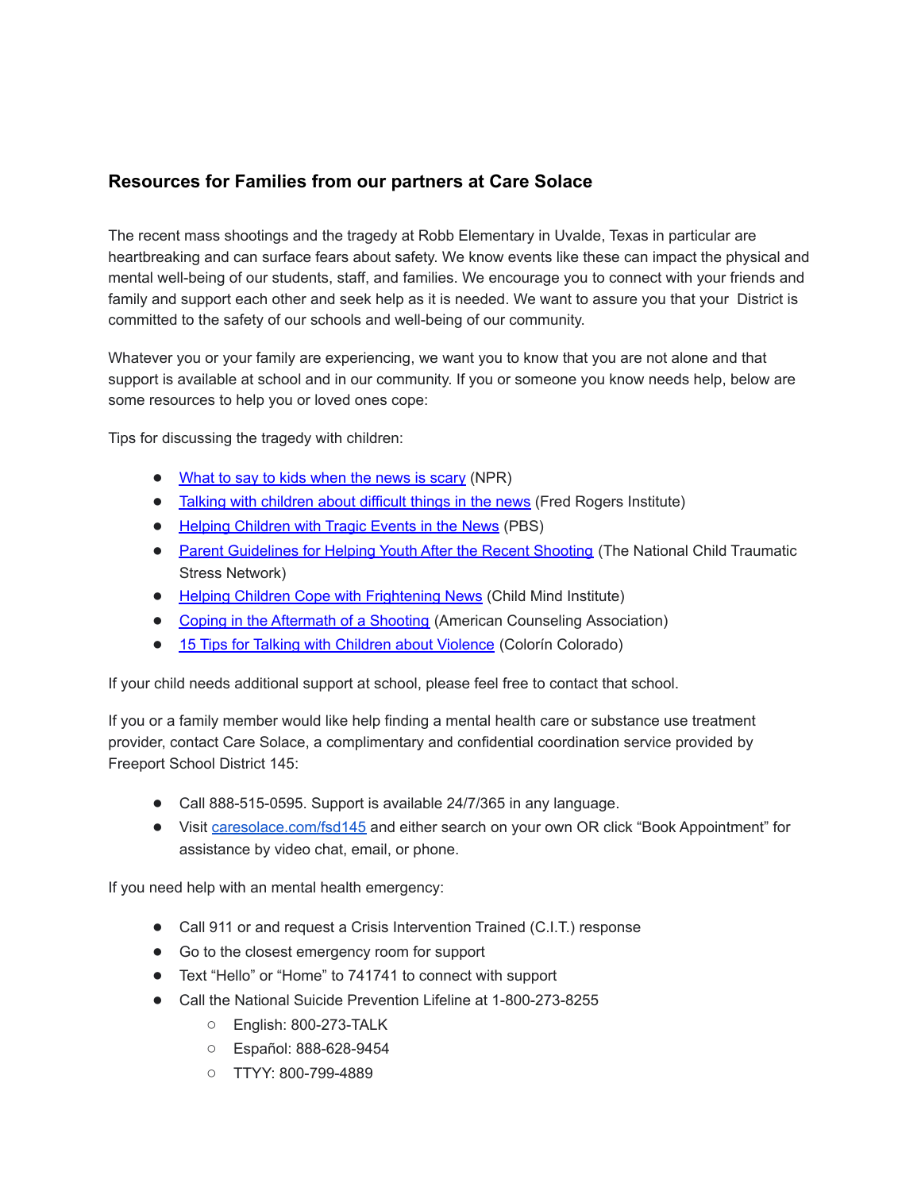## Resources for Families from our partners at Care Solace

The recent mass shootings and the tragedy at Robb Elementary in Uvalde, Texas in particular are heartbreaking and can surface fears about safety. We know events like these can impact the physical and mental well-being of our students, staff, and families. We encourage you to connect with your friends and family and support each other and seek help as it is needed. We want to assure you that your District is committed to the safety of our schools and well-being of our community.

Whatever you or your family are experiencing, we want you to know that you are not alone and that support is available at school and in our community. If you or someone you know needs help, below are some resources to help you or loved ones cope:

Tips for discussing the tragedy with children:

- What to say to kids when the news is scary (NPR)
- Talking with children about difficult things in the news (Fred Rogers Institute)
- Helping Children with Tragic Events in the News (PBS)
- Parent Guidelines for Helping Youth After the Recent Shooting (The National Child Traumatic Stress Network)
- Helping Children Cope with Frightening News (Child Mind Institute)
- Coping in the Aftermath of a Shooting (American Counseling Association)
- 15 Tips for Talking with Children about Violence (Colorín Colorado)

If your child needs additional support at school, please feel free to contact that school.

If you or a family member would like help finding a mental health care or substance use treatment provider, contact Care Solace, a complimentary and confidential coordination service provided by Freeport School District 145:

- Call 888-515-0595. Support is available 24/7/365 in any language.
- Visit caresolace.com/fsd145 and either search on your own OR click "Book Appointment" for assistance by video chat, email, or phone.

If you need help with an mental health emergency:

- Call 911 or and request a Crisis Intervention Trained (C.I.T.) response
- Go to the closest emergency room for support
- Text "Hello" or "Home" to 741741 to connect with support
- Call the National Suicide Prevention Lifeline at 1-800-273-8255
  - English: 800-273-TALK
  - Español: 888-628-9454
  - TTYY: 800-799-4889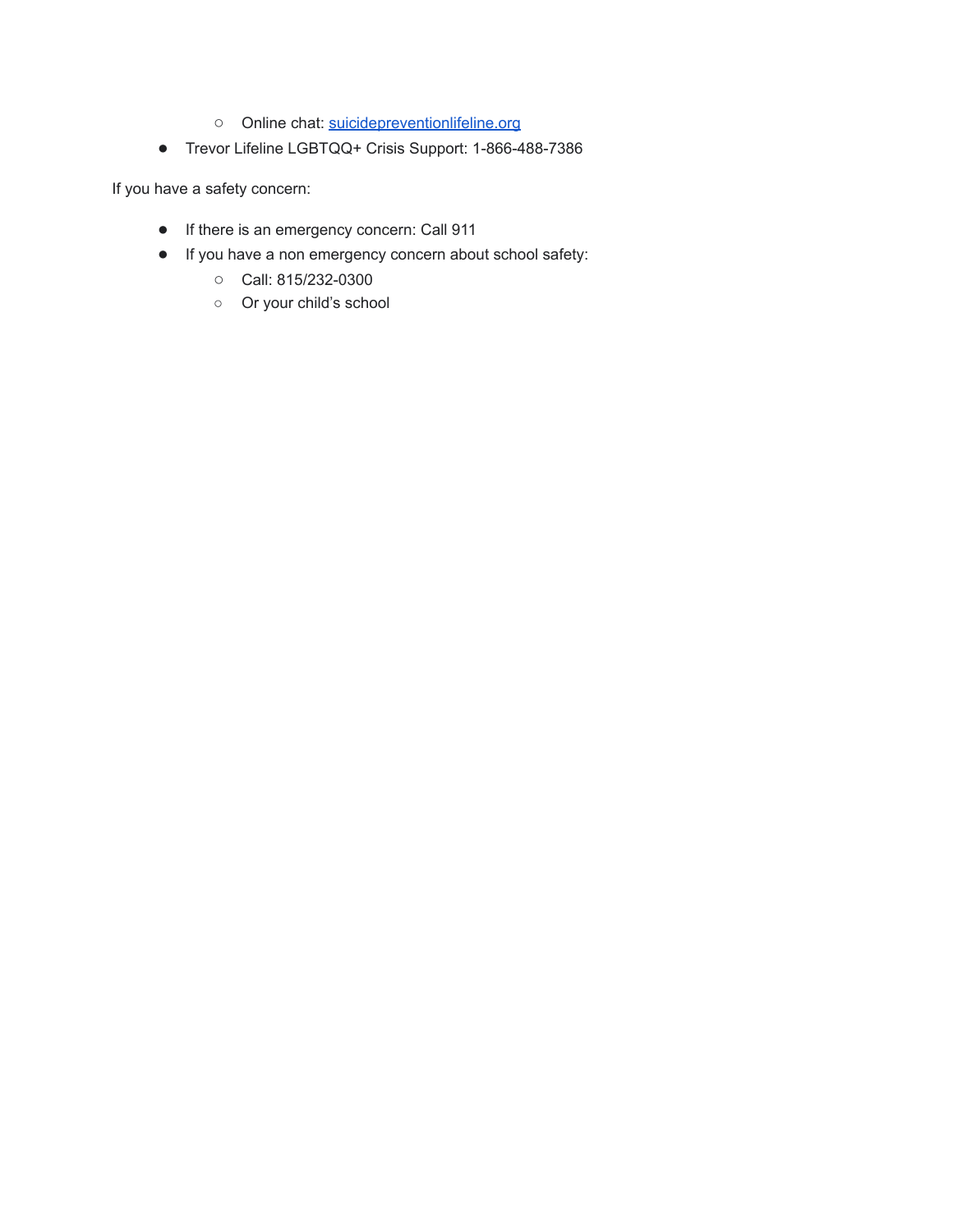- Online chat: [suicidepreventionlifeline.org](https://suicidepreventionlifeline.org)
- Trevor Lifeline LGBTQQ+ Crisis Support: 1-866-488-7386

If you have a safety concern:

- If there is an emergency concern: Call 911
- If you have a non emergency concern about school safety:
    - Call: 815/232-0300
    - Or your child's school